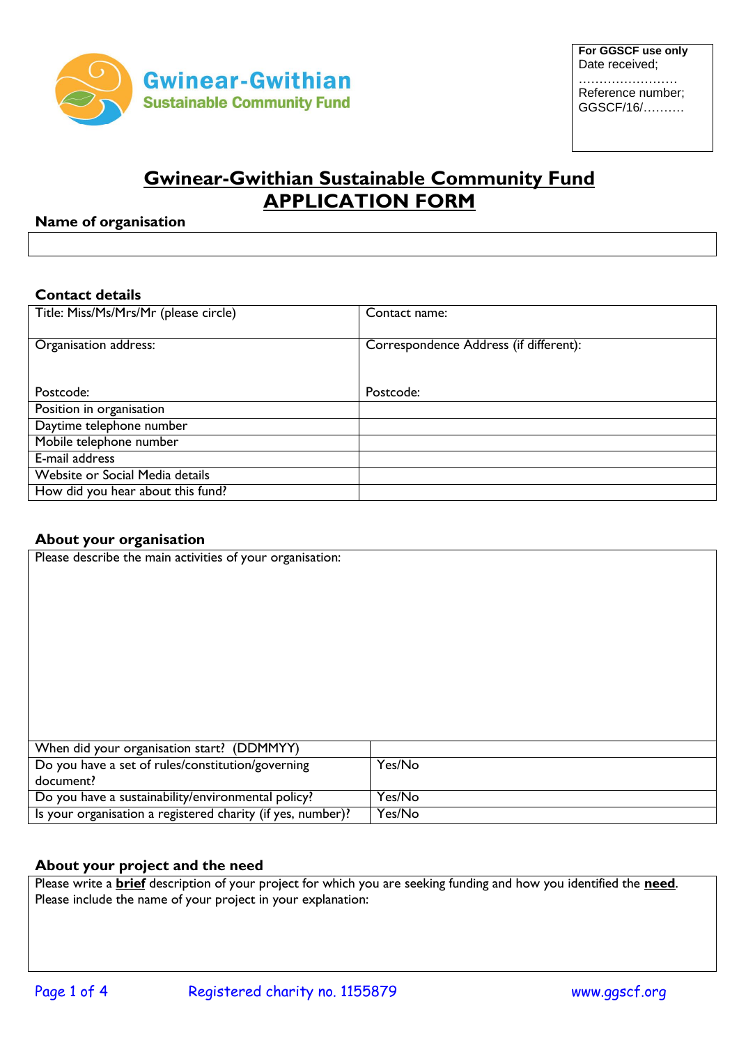**Gwinear-Gwithian**
**Sustainable Community Fund**

| For GGSCF use only |
| --- |
| Date received; |
| …………………… |
| Reference number; |
| GGSCF/16/………. |

# Gwinear-Gwithian Sustainable Community Fund
# APPLICATION FORM

**Name of organisation**

| |
| --- |
| |

**Contact details**

| | |
| --- | --- |
| Title: Miss/Ms/Mrs/Mr (please circle) | Contact name: |
| Organisation address:<br><br>Postcode: | Correspondence Address (if different):<br><br>Postcode: |
| Position in organisation | |
| Daytime telephone number | |
| Mobile telephone number | |
| E-mail address | |
| Website or Social Media details | |
| How did you hear about this fund? | |

**About your organisation**

| | |
| --- | --- |
| Please describe the main activities of your organisation: | |
| When did your organisation start? (DDMMYY) | |
| Do you have a set of rules/constitution/governing document? | Yes/No |
| Do you have a sustainability/environmental policy? | Yes/No |
| Is your organisation a registered charity (if yes, number)? | Yes/No |

**About your project and the need**

| |
| --- |
| Please write a **brief** description of your project for which you are seeking funding and how you identified the **need**. Please include the name of your project in your explanation: |

Registered charity no. 1155879 www.ggscf.org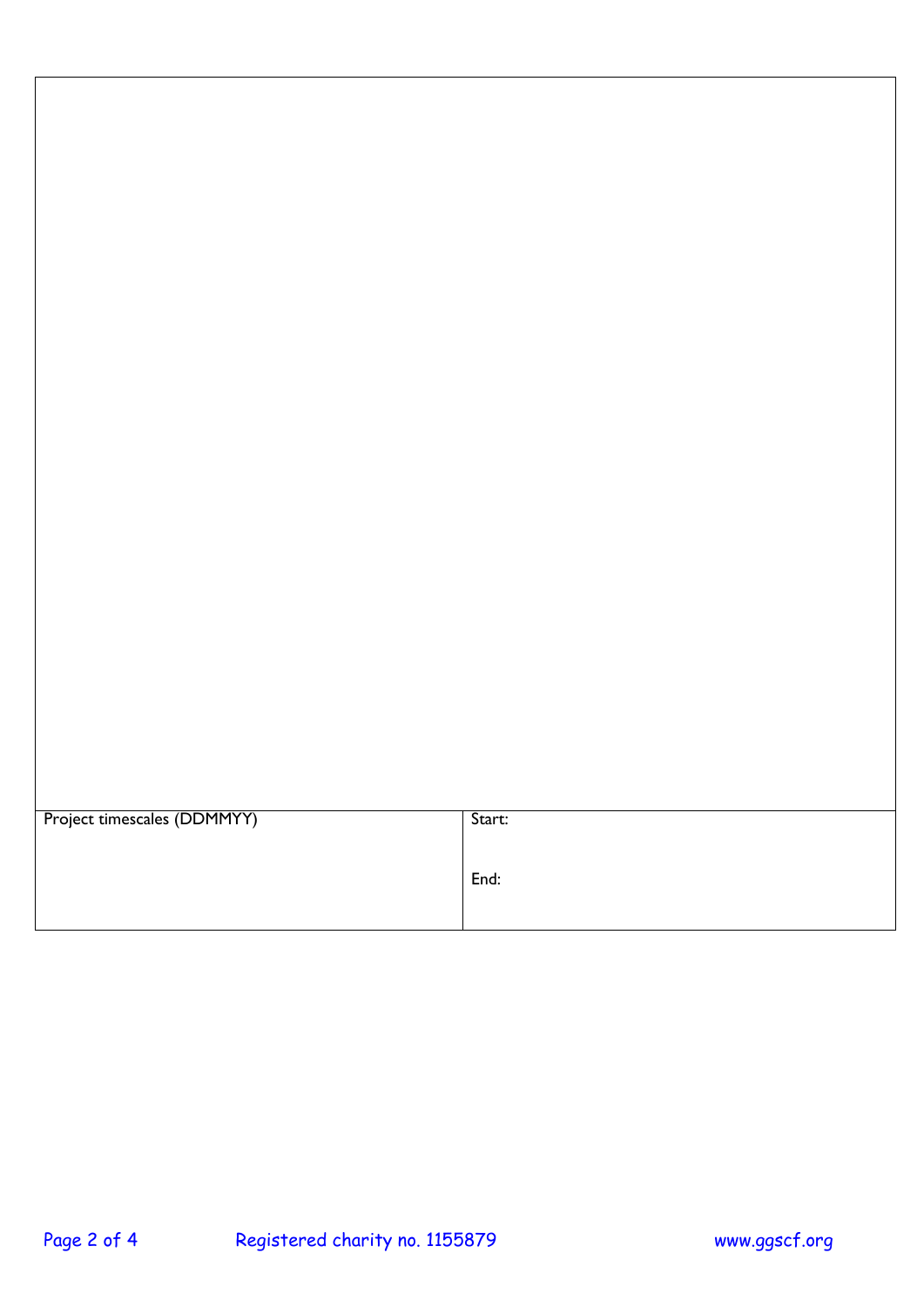| | |
|---|---|
| | |
| Project timescales (DDMMYY) | Start:<br><br>End: |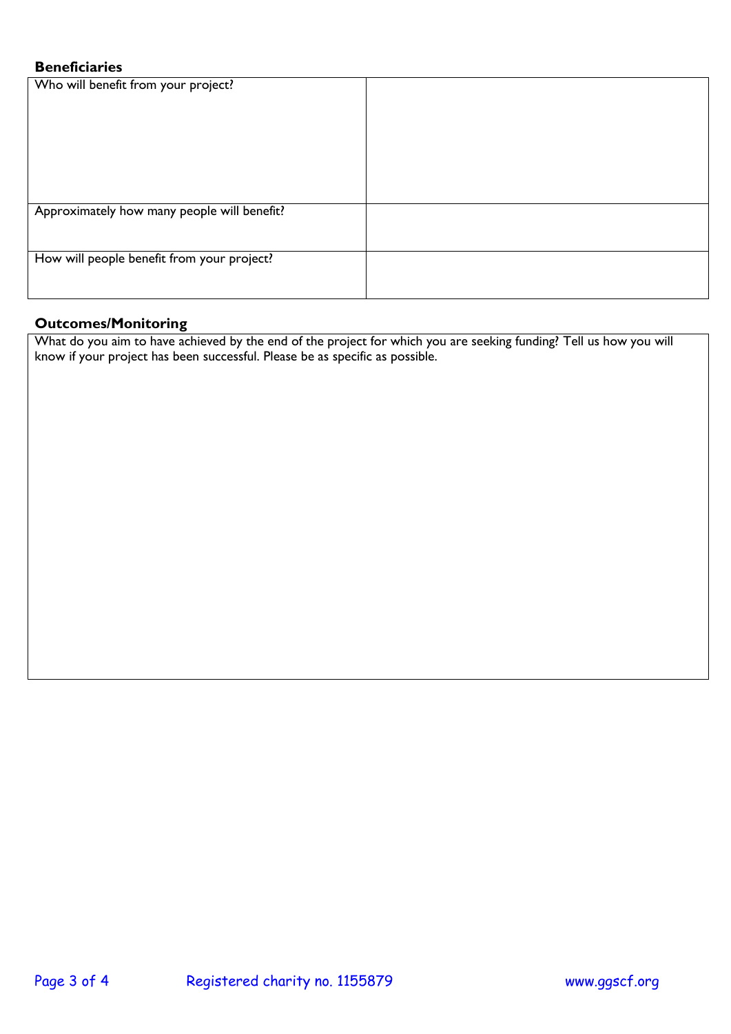### Beneficiaries

| Who will benefit from your project? | |
|---|---|
| Approximately how many people will benefit? | |
| How will people benefit from your project? | |

### Outcomes/Monitoring

| What do you aim to have achieved by the end of the project for which you are seeking funding? Tell us how you will know if your project has been successful. Please be as specific as possible. |
|---|
| |

Registered charity no. 1155879

www.ggscf.org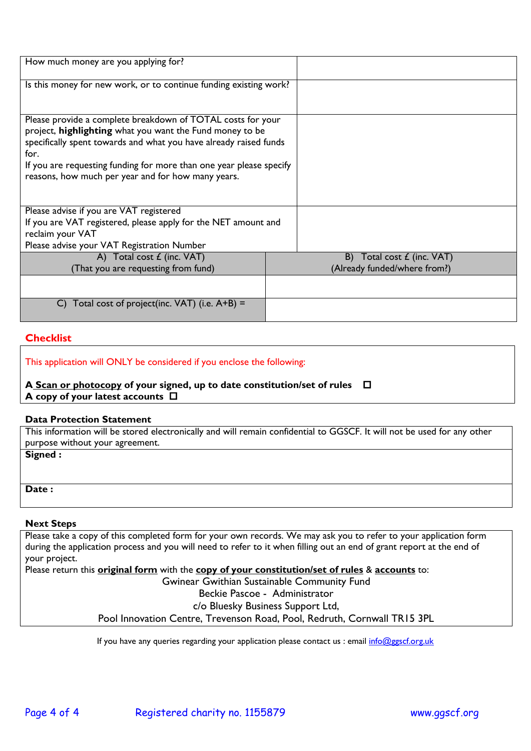| | |
|---|---|
| How much money are you applying for? | |
| Is this money for new work, or to continue funding existing work? | |
| Please provide a complete breakdown of TOTAL costs for your project, **highlighting** what you want the Fund money to be specifically spent towards and what you have already raised funds for.<br>If you are requesting funding for more than one year please specify reasons, how much per year and for how many years. | |
| Please advise if you are VAT registered<br>If you are VAT registered, please apply for the NET amount and reclaim your VAT<br>Please advise your VAT Registration Number | |

| A) Total cost £ (inc. VAT)<br>(That you are requesting from fund) | B) Total cost £ (inc. VAT)<br>(Already funded/where from?) |
|---|---|
| | |
| C) Total cost of project(inc. VAT) (i.e. A+B) = | |

## Checklist

This application will ONLY be considered if you enclose the following:

**A Scan or photocopy of your signed, up to date constitution/set of rules** ☐
**A copy of your latest accounts** ☐

### Data Protection Statement

This information will be stored electronically and will remain confidential to GGSCF. It will not be used for any other purpose without your agreement.

**Signed :**

**Date :**

### Next Steps

Please take a copy of this completed form for your own records. We may ask you to refer to your application form during the application process and you will need to refer to it when filling out an end of grant report at the end of your project.

Please return this **original form** with the **copy of your constitution/set of rules** & **accounts** to:

Gwinear Gwithian Sustainable Community Fund
Beckie Pascoe - Administrator
c/o Bluesky Business Support Ltd,
Pool Innovation Centre, Trevenson Road, Pool, Redruth, Cornwall TR15 3PL

If you have any queries regarding your application please contact us : email info@ggscf.org.uk

Registered charity no. 1155879 www.ggscf.org